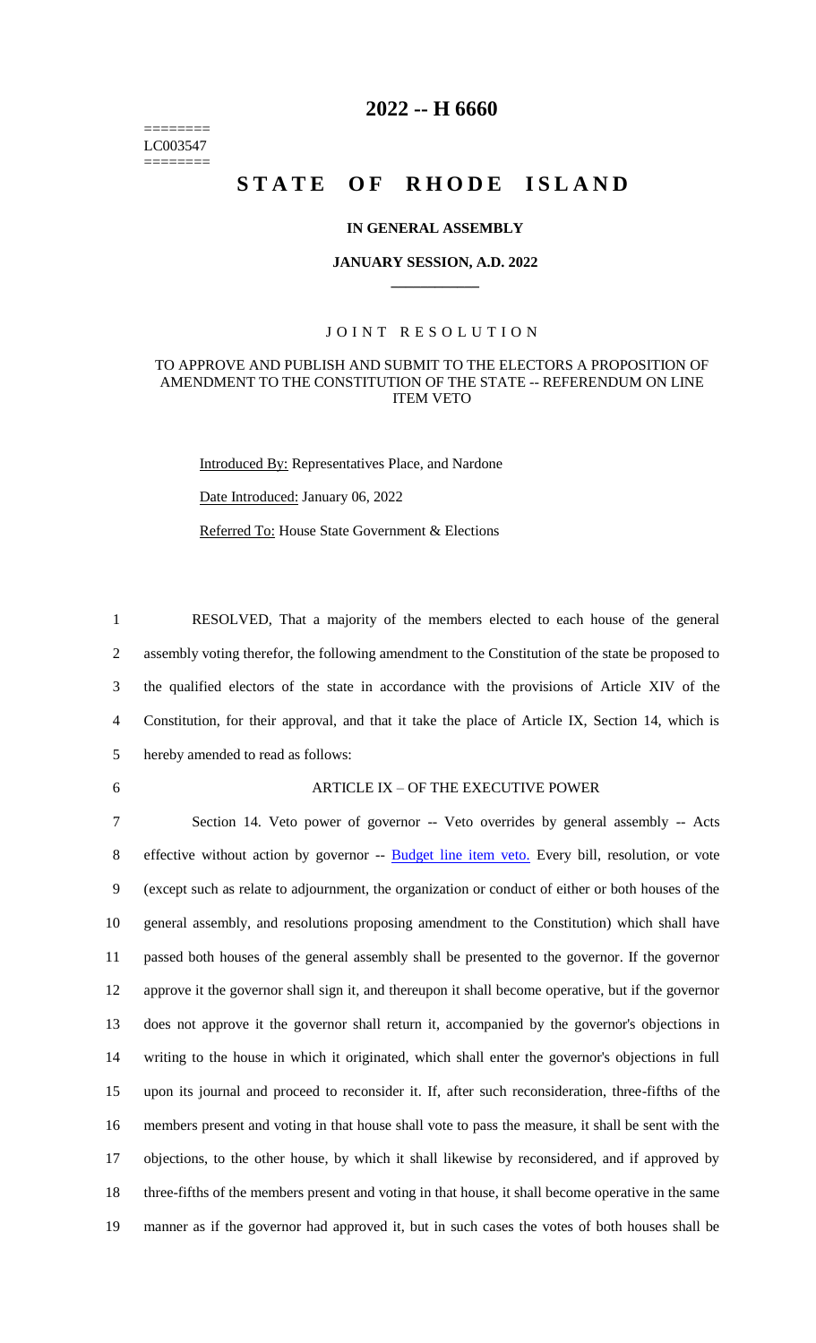========
LC003547
========

# 2022 -- H 6660

# STATE OF RHODE ISLAND

### IN GENERAL ASSEMBLY

### JANUARY SESSION, A.D. 2022

## JOINT RESOLUTION

### TO APPROVE AND PUBLISH AND SUBMIT TO THE ELECTORS A PROPOSITION OF AMENDMENT TO THE CONSTITUTION OF THE STATE -- REFERENDUM ON LINE ITEM VETO

Introduced By: Representatives Place, and Nardone

Date Introduced: January 06, 2022

Referred To: House State Government & Elections

1 RESOLVED, That a majority of the members elected to each house of the general
2 assembly voting therefor, the following amendment to the Constitution of the state be proposed to
3 the qualified electors of the state in accordance with the provisions of Article XIV of the
4 Constitution, for their approval, and that it take the place of Article IX, Section 14, which is
5 hereby amended to read as follows:

6 ARTICLE IX – OF THE EXECUTIVE POWER

7 Section 14. Veto power of governor -- Veto overrides by general assembly -- Acts
8 effective without action by governor -- Budget line item veto. Every bill, resolution, or vote
9 (except such as relate to adjournment, the organization or conduct of either or both houses of the
10 general assembly, and resolutions proposing amendment to the Constitution) which shall have
11 passed both houses of the general assembly shall be presented to the governor. If the governor
12 approve it the governor shall sign it, and thereupon it shall become operative, but if the governor
13 does not approve it the governor shall return it, accompanied by the governor's objections in
14 writing to the house in which it originated, which shall enter the governor's objections in full
15 upon its journal and proceed to reconsider it. If, after such reconsideration, three-fifths of the
16 members present and voting in that house shall vote to pass the measure, it shall be sent with the
17 objections, to the other house, by which it shall likewise by reconsidered, and if approved by
18 three-fifths of the members present and voting in that house, it shall become operative in the same
19 manner as if the governor had approved it, but in such cases the votes of both houses shall be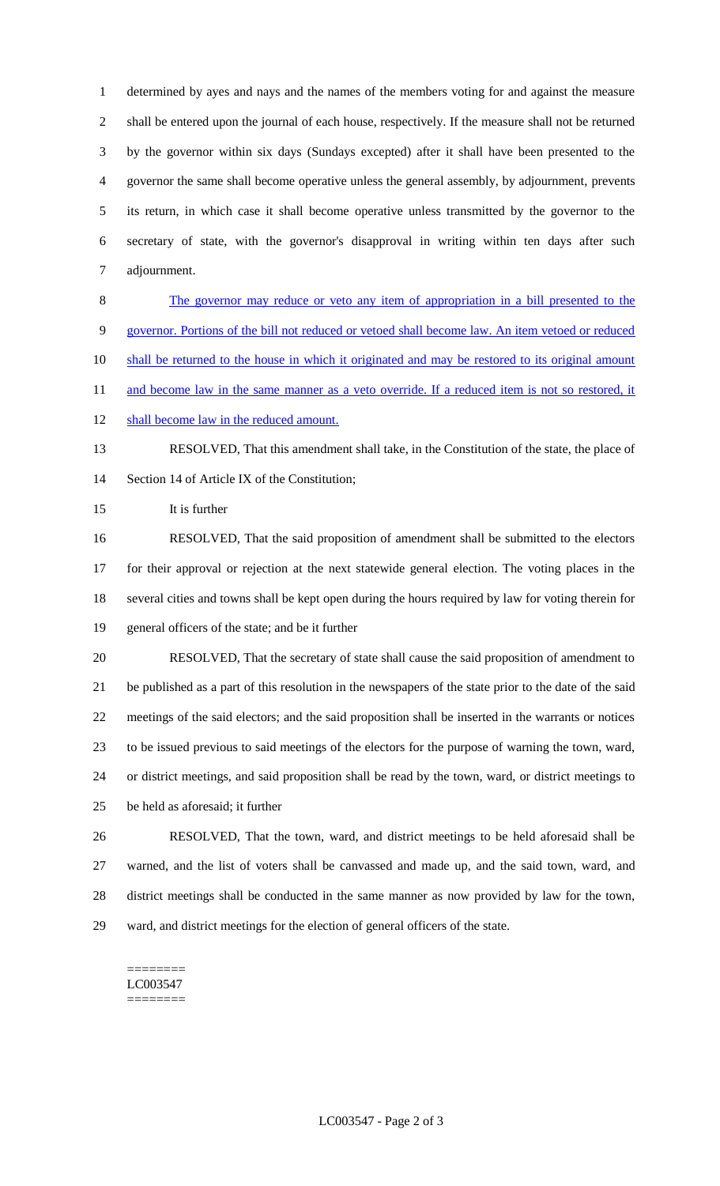determined by ayes and nays and the names of the members voting for and against the measure shall be entered upon the journal of each house, respectively. If the measure shall not be returned by the governor within six days (Sundays excepted) after it shall have been presented to the governor the same shall become operative unless the general assembly, by adjournment, prevents its return, in which case it shall become operative unless transmitted by the governor to the secretary of state, with the governor's disapproval in writing within ten days after such adjournment.

The governor may reduce or veto any item of appropriation in a bill presented to the governor. Portions of the bill not reduced or vetoed shall become law. An item vetoed or reduced shall be returned to the house in which it originated and may be restored to its original amount and become law in the same manner as a veto override. If a reduced item is not so restored, it shall become law in the reduced amount.

RESOLVED, That this amendment shall take, in the Constitution of the state, the place of Section 14 of Article IX of the Constitution;

It is further

RESOLVED, That the said proposition of amendment shall be submitted to the electors for their approval or rejection at the next statewide general election. The voting places in the several cities and towns shall be kept open during the hours required by law for voting therein for general officers of the state; and be it further

RESOLVED, That the secretary of state shall cause the said proposition of amendment to be published as a part of this resolution in the newspapers of the state prior to the date of the said meetings of the said electors; and the said proposition shall be inserted in the warrants or notices to be issued previous to said meetings of the electors for the purpose of warning the town, ward, or district meetings, and said proposition shall be read by the town, ward, or district meetings to be held as aforesaid; it further

RESOLVED, That the town, ward, and district meetings to be held aforesaid shall be warned, and the list of voters shall be canvassed and made up, and the said town, ward, and district meetings shall be conducted in the same manner as now provided by law for the town, ward, and district meetings for the election of general officers of the state.

========
LC003547
========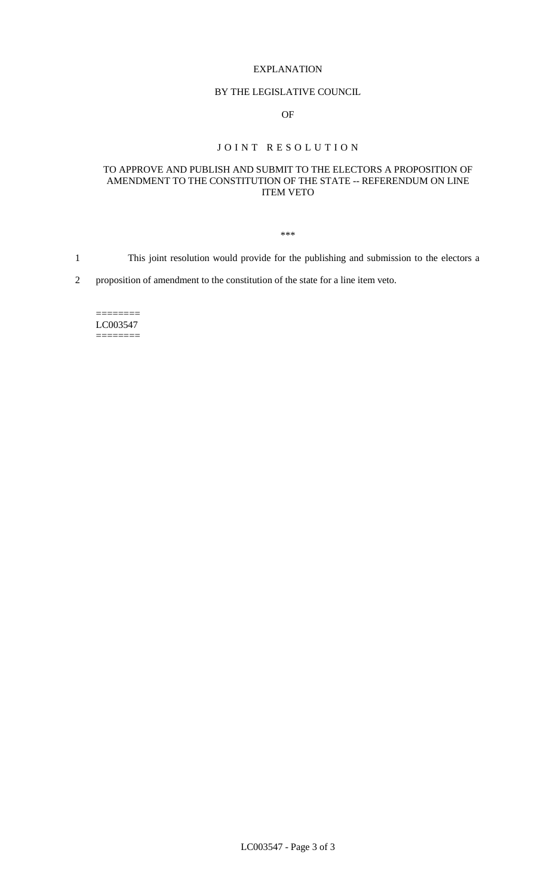EXPLANATION

BY THE LEGISLATIVE COUNCIL

OF

J O I N T   R E S O L U T I O N

TO APPROVE AND PUBLISH AND SUBMIT TO THE ELECTORS A PROPOSITION OF AMENDMENT TO THE CONSTITUTION OF THE STATE -- REFERENDUM ON LINE ITEM VETO

\*\*\*

1 This joint resolution would provide for the publishing and submission to the electors a
2 proposition of amendment to the constitution of the state for a line item veto.

========
LC003547
========